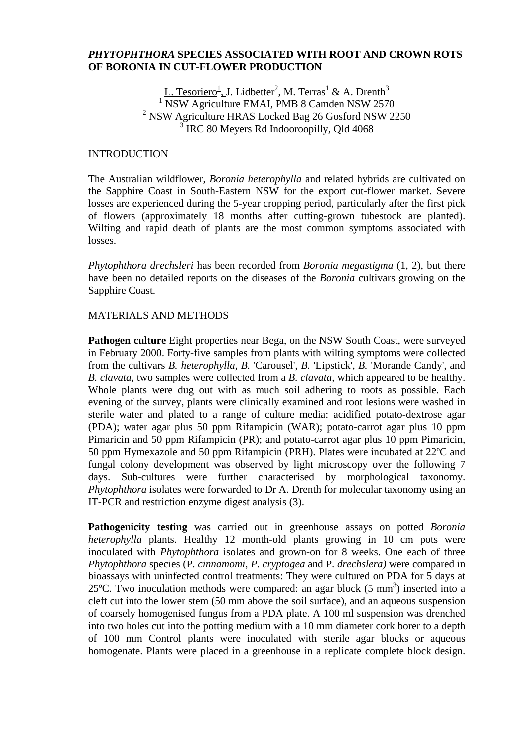# *PHYTOPHTHORA* SPECIES ASSOCIATED WITH ROOT AND CROWN ROTS OF BORONIA IN CUT-FLOWER PRODUCTION

L. Tesoriero[1], J. Lidbetter[2], M. Terras[1] & A. Drenth[3]

[1] NSW Agriculture EMAI, PMB 8 Camden NSW 2570
[2] NSW Agriculture HRAS Locked Bag 26 Gosford NSW 2250
[3] IRC 80 Meyers Rd Indooroopilly, Qld 4068

## INTRODUCTION

The Australian wildflower, *Boronia heterophylla* and related hybrids are cultivated on the Sapphire Coast in South-Eastern NSW for the export cut-flower market. Severe losses are experienced during the 5-year cropping period, particularly after the first pick of flowers (approximately 18 months after cutting-grown tubestock are planted). Wilting and rapid death of plants are the most common symptoms associated with losses.

*Phytophthora drechsleri* has been recorded from *Boronia megastigma* (1, 2), but there have been no detailed reports on the diseases of the *Boronia* cultivars growing on the Sapphire Coast.

## MATERIALS AND METHODS

**Pathogen culture** Eight properties near Bega, on the NSW South Coast, were surveyed in February 2000. Forty-five samples from plants with wilting symptoms were collected from the cultivars *B. heterophylla*, *B.* 'Carousel', *B.* 'Lipstick', *B.* 'Morande Candy', and *B. clavata,* two samples were collected from a *B. clavata,* which appeared to be healthy. Whole plants were dug out with as much soil adhering to roots as possible. Each evening of the survey, plants were clinically examined and root lesions were washed in sterile water and plated to a range of culture media: acidified potato-dextrose agar (PDA); water agar plus 50 ppm Rifampicin (WAR); potato-carrot agar plus 10 ppm Pimaricin and 50 ppm Rifampicin (PR); and potato-carrot agar plus 10 ppm Pimaricin, 50 ppm Hymexazole and 50 ppm Rifampicin (PRH). Plates were incubated at 22ºC and fungal colony development was observed by light microscopy over the following 7 days. Sub-cultures were further characterised by morphological taxonomy. *Phytophthora* isolates were forwarded to Dr A. Drenth for molecular taxonomy using an IT-PCR and restriction enzyme digest analysis (3).

**Pathogenicity testing** was carried out in greenhouse assays on potted *Boronia heterophylla* plants. Healthy 12 month-old plants growing in 10 cm pots were inoculated with *Phytophthora* isolates and grown-on for 8 weeks. One each of three *Phytophthora* species (P. *cinnamomi, P. cryptogea* and P. *drechslera)* were compared in bioassays with uninfected control treatments: They were cultured on PDA for 5 days at 25ºC. Two inoculation methods were compared: an agar block (5 $mm^3$) inserted into a cleft cut into the lower stem (50 mm above the soil surface), and an aqueous suspension of coarsely homogenised fungus from a PDA plate. A 100 ml suspension was drenched into two holes cut into the potting medium with a 10 mm diameter cork borer to a depth of 100 mm Control plants were inoculated with sterile agar blocks or aqueous homogenate. Plants were placed in a greenhouse in a replicate complete block design.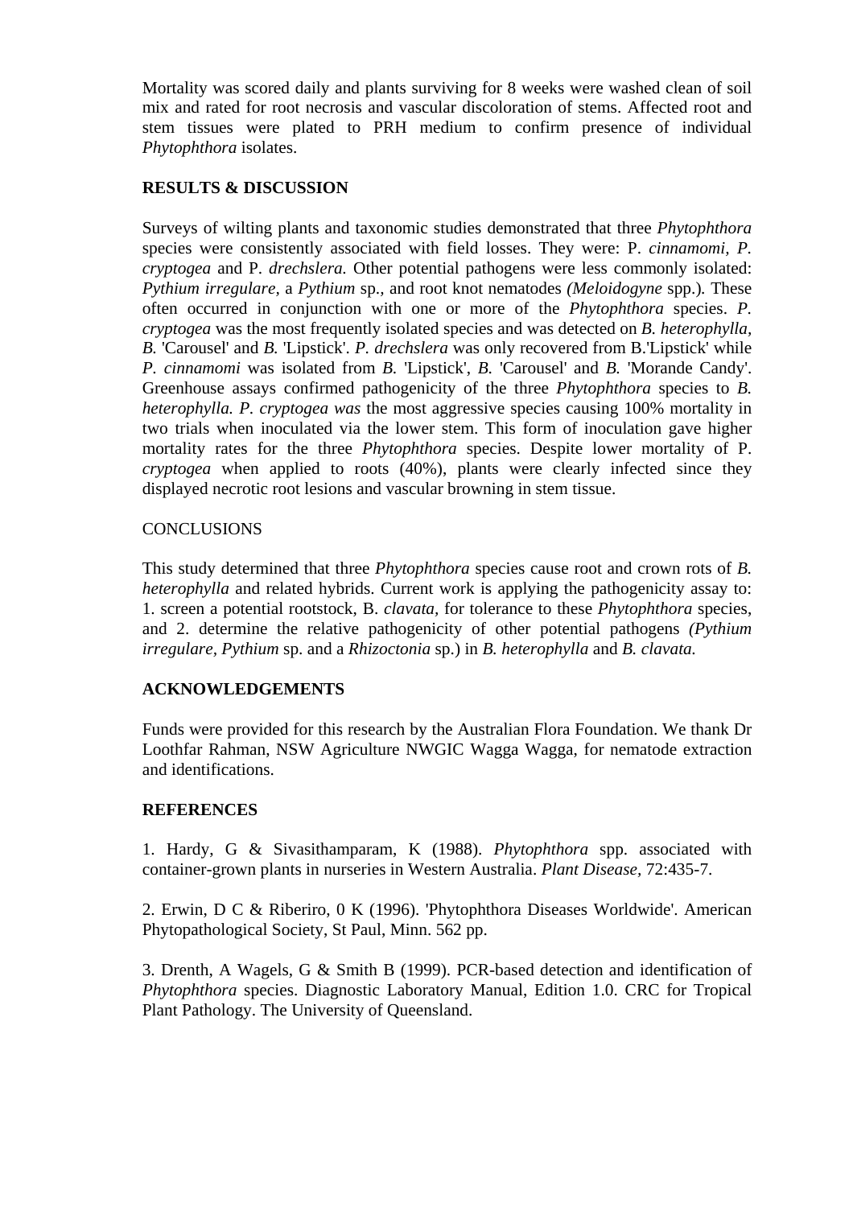Mortality was scored daily and plants surviving for 8 weeks were washed clean of soil mix and rated for root necrosis and vascular discoloration of stems. Affected root and stem tissues were plated to PRH medium to confirm presence of individual *Phytophthora* isolates.

## RESULTS & DISCUSSION

Surveys of wilting plants and taxonomic studies demonstrated that three *Phytophthora* species were consistently associated with field losses. They were: P. *cinnamomi*, *P. cryptogea* and P. *drechslera.* Other potential pathogens were less commonly isolated: *Pythium irregulare*, a *Pythium* sp., and root knot nematodes *(Meloidogyne* spp.)*.* These often occurred in conjunction with one or more of the *Phytophthora* species. *P. cryptogea* was the most frequently isolated species and was detected on *B. heterophylla*, *B.* 'Carousel' and *B.* 'Lipstick'. *P. drechslera* was only recovered from B.'Lipstick' while *P. cinnamomi* was isolated from *B.* 'Lipstick', *B.* 'Carousel' and *B.* 'Morande Candy'. Greenhouse assays confirmed pathogenicity of the three *Phytophthora* species to *B. heterophylla. P. cryptogea was* the most aggressive species causing 100% mortality in two trials when inoculated via the lower stem. This form of inoculation gave higher mortality rates for the three *Phytophthora* species. Despite lower mortality of P. *cryptogea* when applied to roots (40%), plants were clearly infected since they displayed necrotic root lesions and vascular browning in stem tissue.

## CONCLUSIONS

This study determined that three *Phytophthora* species cause root and crown rots of *B. heterophylla* and related hybrids. Current work is applying the pathogenicity assay to: 1. screen a potential rootstock, B. *clavata*, for tolerance to these *Phytophthora* species, and 2. determine the relative pathogenicity of other potential pathogens *(Pythium irregulare*, *Pythium* sp. and a *Rhizoctonia* sp.) in *B. heterophylla* and *B. clavata.*

## ACKNOWLEDGEMENTS

Funds were provided for this research by the Australian Flora Foundation. We thank Dr Loothfar Rahman, NSW Agriculture NWGIC Wagga Wagga, for nematode extraction and identifications.

## REFERENCES

1. Hardy, G & Sivasithamparam, K (1988). *Phytophthora* spp. associated with container-grown plants in nurseries in Western Australia. *Plant Disease*, 72:435-7.

2. Erwin, D C & Riberiro, 0 K (1996). 'Phytophthora Diseases Worldwide'. American Phytopathological Society, St Paul, Minn. 562 pp.

3. Drenth, A Wagels, G & Smith B (1999). PCR-based detection and identification of *Phytophthora* species. Diagnostic Laboratory Manual, Edition 1.0. CRC for Tropical Plant Pathology. The University of Queensland.